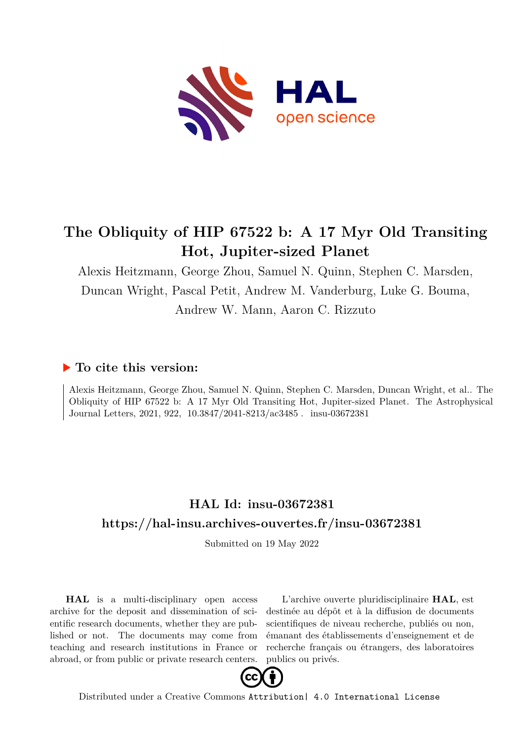# The Obliquity of HIP 67522 b: A 17 Myr Old Transiting Hot, Jupiter-sized Planet

Alexis Heitzmann, George Zhou, Samuel N. Quinn, Stephen C. Marsden, Duncan Wright, Pascal Petit, Andrew M. Vanderburg, Luke G. Bouma, Andrew W. Mann, Aaron C. Rizzuto

## ▶ To cite this version:

Alexis Heitzmann, George Zhou, Samuel N. Quinn, Stephen C. Marsden, Duncan Wright, et al.. The Obliquity of HIP 67522 b: A 17 Myr Old Transiting Hot, Jupiter-sized Planet. The Astrophysical Journal Letters, 2021, 922, 10.3847/2041-8213/ac3485 . insu-03672381

## HAL Id: insu-03672381

## https://hal-insu.archives-ouvertes.fr/insu-03672381

Submitted on 19 May 2022

**HAL** is a multi-disciplinary open access archive for the deposit and dissemination of scientific research documents, whether they are published or not. The documents may come from teaching and research institutions in France or abroad, or from public or private research centers.

L'archive ouverte pluridisciplinaire **HAL**, est destinée au dépôt et à la diffusion de documents scientifiques de niveau recherche, publiés ou non, émanant des établissements d'enseignement et de recherche français ou étrangers, des laboratoires publics ou privés.

Distributed under a Creative Commons Attribution| 4.0 International License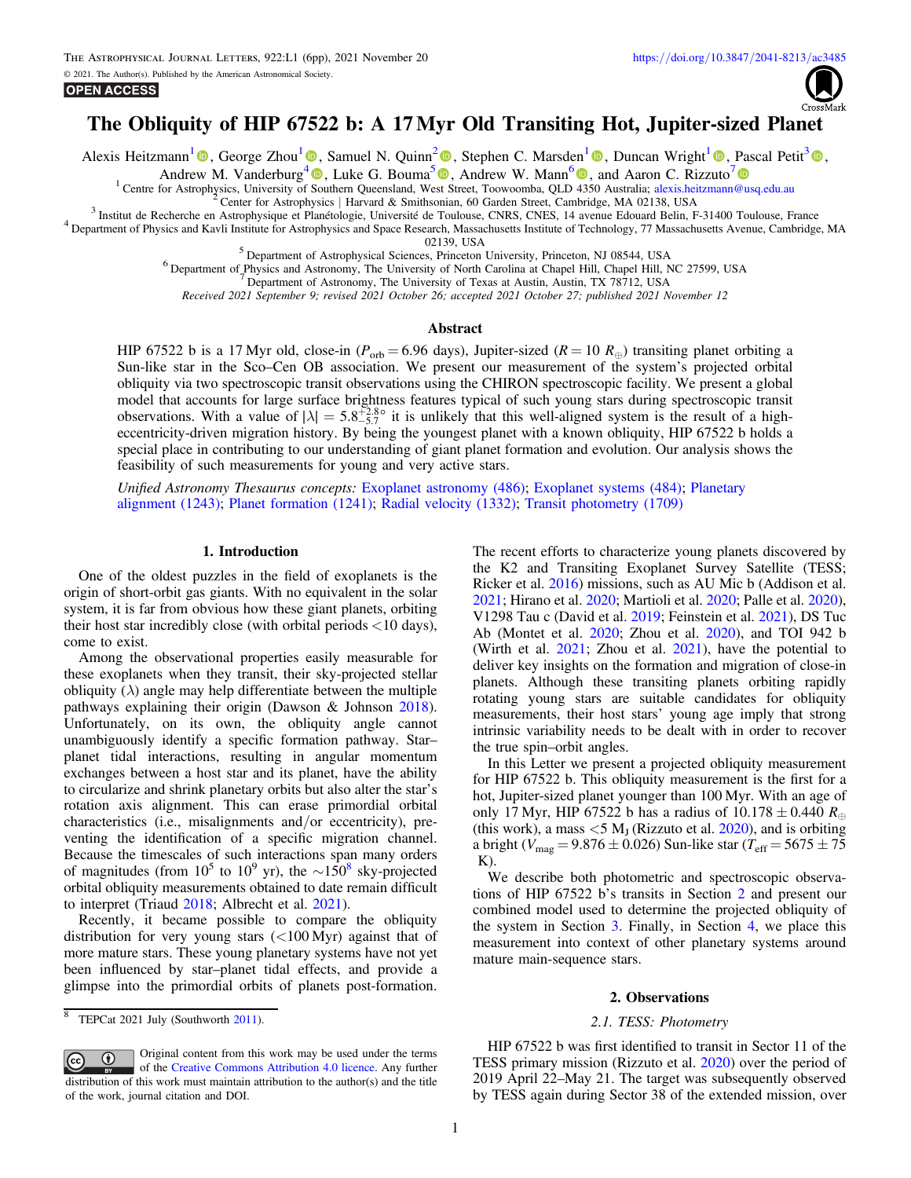The Astrophysical Journal Letters, 922:L1 (6pp), 2021 November 20 https://doi.org/10.3847/2041-8213/ac3485

© 2021. The Author(s). Published by the American Astronomical Society.

**OPEN ACCESS**

# The Obliquity of HIP 67522 b: A 17 Myr Old Transiting Hot, Jupiter-sized Planet

Alexis Heitzmann[1], George Zhou[1], Samuel N. Quinn[2], Stephen C. Marsden[1], Duncan Wright[1], Pascal Petit[3], Andrew M. Vanderburg[4], Luke G. Bouma[5], Andrew W. Mann[6], and Aaron C. Rizzuto[7]

[1] Centre for Astrophysics, University of Southern Queensland, West Street, Toowoomba, QLD 4350 Australia; alexis.heitzmann@usq.edu.au

[2] Center for Astrophysics | Harvard & Smithsonian, 60 Garden Street, Cambridge, MA 02138, USA

[3] Institut de Recherche en Astrophysique et Planétologie, Université de Toulouse, CNRS, CNES, 14 avenue Edouard Belin, F-31400 Toulouse, France

[4] Department of Physics and Kavli Institute for Astrophysics and Space Research, Massachusetts Institute of Technology, 77 Massachusetts Avenue, Cambridge, MA 02139, USA

[5] Department of Astrophysical Sciences, Princeton University, Princeton, NJ 08544, USA

[6] Department of Physics and Astronomy, The University of North Carolina at Chapel Hill, Chapel Hill, NC 27599, USA

[7] Department of Astronomy, The University of Texas at Austin, Austin, TX 78712, USA

*Received 2021 September 9; revised 2021 October 26; accepted 2021 October 27; published 2021 November 12*

## Abstract

HIP 67522 b is a 17 Myr old, close-in ($P_{\rm orb} = 6.96$ days), Jupiter-sized ($R = 10\ R_\oplus$) transiting planet orbiting a Sun-like star in the Sco–Cen OB association. We present our measurement of the system's projected orbital obliquity via two spectroscopic transit observations using the CHIRON spectroscopic facility. We present a global model that accounts for large surface brightness features typical of such young stars during spectroscopic transit observations. With a value of $|\lambda| = 5.8^{+2.8}_{-5.7}{}^\circ$ it is unlikely that this well-aligned system is the result of a high-eccentricity-driven migration history. By being the youngest planet with a known obliquity, HIP 67522 b holds a special place in contributing to our understanding of giant planet formation and evolution. Our analysis shows the feasibility of such measurements for young and very active stars.

*Unified Astronomy Thesaurus concepts:* Exoplanet astronomy (486); Exoplanet systems (484); Planetary alignment (1243); Planet formation (1241); Radial velocity (1332); Transit photometry (1709)

## 1. Introduction

One of the oldest puzzles in the field of exoplanets is the origin of short-orbit gas giants. With no equivalent in the solar system, it is far from obvious how these giant planets, orbiting their host star incredibly close (with orbital periods <10 days), come to exist.

Among the observational properties easily measurable for these exoplanets when they transit, their sky-projected stellar obliquity ($\lambda$) angle may help differentiate between the multiple pathways explaining their origin (Dawson & Johnson 2018). Unfortunately, on its own, the obliquity angle cannot unambiguously identify a specific formation pathway. Star–planet tidal interactions, resulting in angular momentum exchanges between a host star and its planet, have the ability to circularize and shrink planetary orbits but also alter the star's rotation axis alignment. This can erase primordial orbital characteristics (i.e., misalignments and/or eccentricity), preventing the identification of a specific migration channel. Because the timescales of such interactions span many orders of magnitudes (from $10^5$ to $10^9$ yr), the $\sim$150[8] sky-projected orbital obliquity measurements obtained to date remain difficult to interpret (Triaud 2018; Albrecht et al. 2021).

Recently, it became possible to compare the obliquity distribution for very young stars (<100 Myr) against that of more mature stars. These young planetary systems have not yet been influenced by star–planet tidal effects, and provide a glimpse into the primordial orbits of planets post-formation. The recent efforts to characterize young planets discovered by the K2 and Transiting Exoplanet Survey Satellite (TESS; Ricker et al. 2016) missions, such as AU Mic b (Addison et al. 2021; Hirano et al. 2020; Martioli et al. 2020; Palle et al. 2020), V1298 Tau c (David et al. 2019; Feinstein et al. 2021), DS Tuc Ab (Montet et al. 2020; Zhou et al. 2020), and TOI 942 b (Wirth et al. 2021; Zhou et al. 2021), have the potential to deliver key insights on the formation and migration of close-in planets. Although these transiting planets orbiting rapidly rotating young stars are suitable candidates for obliquity measurements, their host stars' young age imply that strong intrinsic variability needs to be dealt with in order to recover the true spin–orbit angles.

In this Letter we present a projected obliquity measurement for HIP 67522 b. This obliquity measurement is the first for a hot, Jupiter-sized planet younger than 100 Myr. With an age of only 17 Myr, HIP 67522 b has a radius of $10.178 \pm 0.440\ R_\oplus$ (this work), a mass $<5\ M_{\rm J}$ (Rizzuto et al. 2020), and is orbiting a bright ($V_{\rm mag} = 9.876 \pm 0.026$) Sun-like star ($T_{\rm eff} = 5675 \pm 75$ K).

We describe both photometric and spectroscopic observations of HIP 67522 b's transits in Section 2 and present our combined model used to determine the projected obliquity of the system in Section 3. Finally, in Section 4, we place this measurement into context of other planetary systems around mature main-sequence stars.

## 2. Observations

### 2.1. TESS: Photometry

HIP 67522 b was first identified to transit in Sector 11 of the TESS primary mission (Rizzuto et al. 2020) over the period of 2019 April 22–May 21. The target was subsequently observed by TESS again during Sector 38 of the extended mission, over

[8] TEPCat 2021 July (Southworth 2011).

Original content from this work may be used under the terms of the Creative Commons Attribution 4.0 licence. Any further distribution of this work must maintain attribution to the author(s) and the title of the work, journal citation and DOI.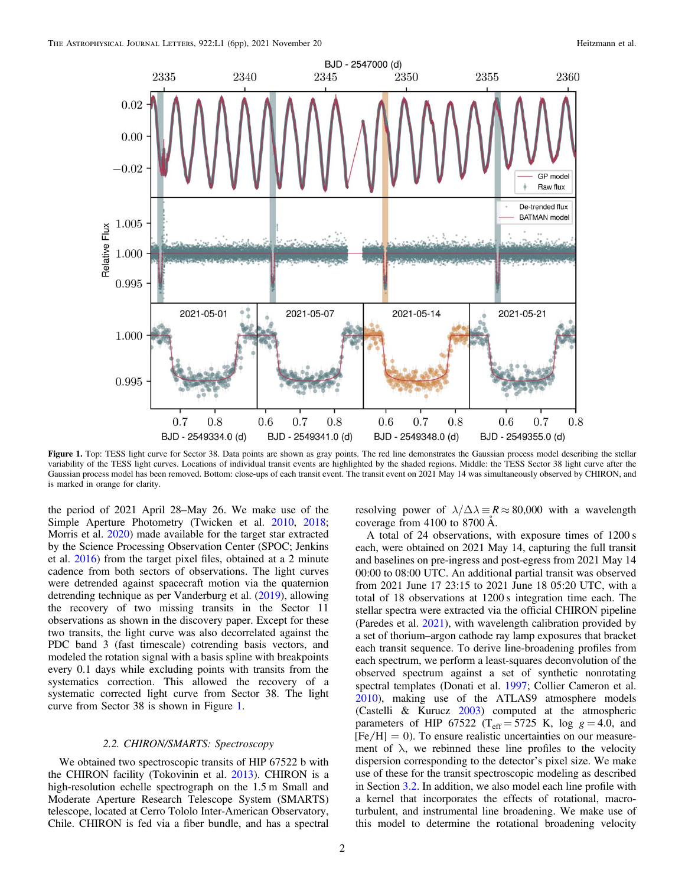**Figure 1.** Top: TESS light curve for Sector 38. Data points are shown as gray points. The red line demonstrates the Gaussian process model describing the stellar variability of the TESS light curves. Locations of individual transit events are highlighted by the shaded regions. Middle: the TESS Sector 38 light curve after the Gaussian process model has been removed. Bottom: close-ups of each transit event. The transit event on 2021 May 14 was simultaneously observed by CHIRON, and is marked in orange for clarity.

the period of 2021 April 28–May 26. We make use of the Simple Aperture Photometry (Twicken et al. 2010, 2018; Morris et al. 2020) made available for the target star extracted by the Science Processing Observation Center (SPOC; Jenkins et al. 2016) from the target pixel files, obtained at a 2 minute cadence from both sectors of observations. The light curves were detrended against spacecraft motion via the quaternion detrending technique as per Vanderburg et al. (2019), allowing the recovery of two missing transits in the Sector 11 observations as shown in the discovery paper. Except for these two transits, the light curve was also decorrelated against the PDC band 3 (fast timescale) cotrending basis vectors, and modeled the rotation signal with a basis spline with breakpoints every 0.1 days while excluding points with transits from the systematics correction. This allowed the recovery of a systematic corrected light curve from Sector 38. The light curve from Sector 38 is shown in Figure 1.

### 2.2. CHIRON/SMARTS: Spectroscopy

We obtained two spectroscopic transits of HIP 67522 b with the CHIRON facility (Tokovinin et al. 2013). CHIRON is a high-resolution echelle spectrograph on the 1.5 m Small and Moderate Aperture Research Telescope System (SMARTS) telescope, located at Cerro Tololo Inter-American Observatory, Chile. CHIRON is fed via a fiber bundle, and has a spectral resolving power of $\lambda/\Delta\lambda \equiv R \approx 80{,}000$ with a wavelength coverage from 4100 to 8700 Å.

A total of 24 observations, with exposure times of 1200 s each, were obtained on 2021 May 14, capturing the full transit and baselines on pre-ingress and post-egress from 2021 May 14 00:00 to 08:00 UTC. An additional partial transit was observed from 2021 June 17 23:15 to 2021 June 18 05:20 UTC, with a total of 18 observations at 1200 s integration time each. The stellar spectra were extracted via the official CHIRON pipeline (Paredes et al. 2021), with wavelength calibration provided by a set of thorium–argon cathode ray lamp exposures that bracket each transit sequence. To derive line-broadening profiles from each spectrum, we perform a least-squares deconvolution of the observed spectrum against a set of synthetic nonrotating spectral templates (Donati et al. 1997; Collier Cameron et al. 2010), making use of the ATLAS9 atmosphere models (Castelli & Kurucz 2003) computed at the atmospheric parameters of HIP 67522 ($T_{\rm eff} = 5725$ K, $\log g = 4.0$, and $[{\rm Fe/H}] = 0$). To ensure realistic uncertainties on our measurement of $\lambda$, we rebinned these line profiles to the velocity dispersion corresponding to the detector's pixel size. We make use of these for the transit spectroscopic modeling as described in Section 3.2. In addition, we also model each line profile with a kernel that incorporates the effects of rotational, macroturbulent, and instrumental line broadening. We make use of this model to determine the rotational broadening velocity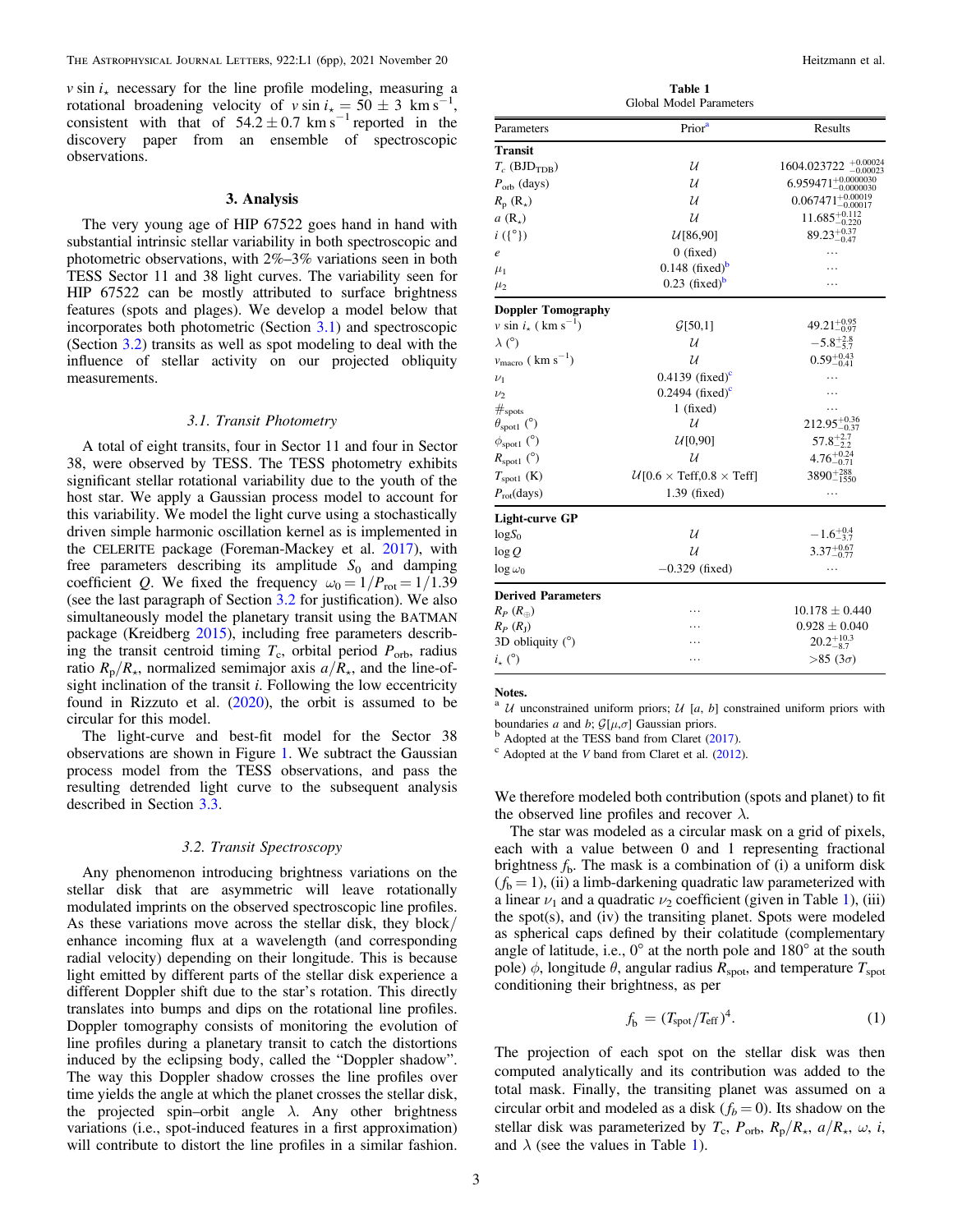$v \sin i_\star$ necessary for the line profile modeling, measuring a rotational broadening velocity of $v \sin i_\star = 50 \pm 3$ km s$^{-1}$, consistent with that of $54.2 \pm 0.7$ km s$^{-1}$ reported in the discovery paper from an ensemble of spectroscopic observations.

## 3. Analysis

The very young age of HIP 67522 goes hand in hand with substantial intrinsic stellar variability in both spectroscopic and photometric observations, with 2%–3% variations seen in both TESS Sector 11 and 38 light curves. The variability seen for HIP 67522 can be mostly attributed to surface brightness features (spots and plages). We develop a model below that incorporates both photometric (Section 3.1) and spectroscopic (Section 3.2) transits as well as spot modeling to deal with the influence of stellar activity on our projected obliquity measurements.

### 3.1. Transit Photometry

A total of eight transits, four in Sector 11 and four in Sector 38, were observed by TESS. The TESS photometry exhibits significant stellar rotational variability due to the youth of the host star. We apply a Gaussian process model to account for this variability. We model the light curve using a stochastically driven simple harmonic oscillation kernel as is implemented in the CELERITE package (Foreman-Mackey et al. 2017), with free parameters describing its amplitude $S_0$ and damping coefficient $Q$. We fixed the frequency $\omega_0 = 1/P_{\rm rot} = 1/1.39$ (see the last paragraph of Section 3.2 for justification). We also simultaneously model the planetary transit using the BATMAN package (Kreidberg 2015), including free parameters describing the transit centroid timing $T_c$, orbital period $P_{\rm orb}$, radius ratio $R_p/R_\star$, normalized semimajor axis $a/R_\star$, and the line-of-sight inclination of the transit $i$. Following the low eccentricity found in Rizzuto et al. (2020), the orbit is assumed to be circular for this model.

The light-curve and best-fit model for the Sector 38 observations are shown in Figure 1. We subtract the Gaussian process model from the TESS observations, and pass the resulting detrended light curve to the subsequent analysis described in Section 3.3.

### 3.2. Transit Spectroscopy

Any phenomenon introducing brightness variations on the stellar disk that are asymmetric will leave rotationally modulated imprints on the observed spectroscopic line profiles. As these variations move across the stellar disk, they block/enhance incoming flux at a wavelength (and corresponding radial velocity) depending on their longitude. This is because light emitted by different parts of the stellar disk experience a different Doppler shift due to the star's rotation. This directly translates into bumps and dips on the rotational line profiles. Doppler tomography consists of monitoring the evolution of line profiles during a planetary transit to catch the distortions induced by the eclipsing body, called the "Doppler shadow". The way this Doppler shadow crosses the line profiles over time yields the angle at which the planet crosses the stellar disk, the projected spin–orbit angle $\lambda$. Any other brightness variations (i.e., spot-induced features in a first approximation) will contribute to distort the line profiles in a similar fashion. We therefore modeled both contribution (spots and planet) to fit the observed line profiles and recover $\lambda$.

**Table 1**
Global Model Parameters

| Parameters | Prior[a] | Results |
|---|---|---|
| **Transit** | | |
| $T_c$ (BJD$_{\rm TDB}$) | $\mathcal{U}$ | $1604.023722^{+0.00024}_{-0.00023}$ |
| $P_{\rm orb}$ (days) | $\mathcal{U}$ | $6.959471^{+0.0000030}_{-0.0000030}$ |
| $R_p$ ($R_\star$) | $\mathcal{U}$ | $0.067471^{+0.00019}_{-0.00017}$ |
| $a$ ($R_\star$) | $\mathcal{U}$ | $11.685^{+0.112}_{-0.220}$ |
| $i$ ({°}) | $\mathcal{U}$[86,90] | $89.23^{+0.37}_{-0.47}$ |
| $e$ | 0 (fixed) | … |
| $\mu_1$ | 0.148 (fixed)[b] | … |
| $\mu_2$ | 0.23 (fixed)[b] | … |
| **Doppler Tomography** | | |
| $v \sin i_\star$ ( km s$^{-1}$) | $\mathcal{G}$[50,1] | $49.21^{+0.95}_{-0.97}$ |
| $\lambda$ (°) | $\mathcal{U}$ | $-5.8^{+2.8}_{-5.7}$ |
| $v_{\rm macro}$ ( km s$^{-1}$) | $\mathcal{U}$ | $0.59^{+0.43}_{-0.41}$ |
| $\nu_1$ | 0.4139 (fixed)[c] | … |
| $\nu_2$ | 0.2494 (fixed)[c] | … |
| $\#_{\rm spots}$ | 1 (fixed) | … |
| $\theta_{\rm spot1}$ (°) | $\mathcal{U}$ | $212.95^{+0.36}_{-0.37}$ |
| $\phi_{\rm spot1}$ (°) | $\mathcal{U}$[0,90] | $57.8^{+2.7}_{-2.2}$ |
| $R_{\rm spot1}$ (°) | $\mathcal{U}$ | $4.76^{+0.24}_{-0.71}$ |
| $T_{\rm spot1}$ (K) | $\mathcal{U}$[0.6 × Teff,0.8 × Teff] | $3890^{+288}_{-1550}$ |
| $P_{\rm rot}$(days) | 1.39 (fixed) | … |
| **Light-curve GP** | | |
| $\log S_0$ | $\mathcal{U}$ | $-1.6^{+0.4}_{-3.7}$ |
| $\log Q$ | $\mathcal{U}$ | $3.37^{+0.67}_{-0.77}$ |
| $\log \omega_0$ | $-0.329$ (fixed) | … |
| **Derived Parameters** | | |
| $R_P$ ($R_\oplus$) | … | $10.178 \pm 0.440$ |
| $R_P$ ($R_J$) | … | $0.928 \pm 0.040$ |
| 3D obliquity (°) | … | $20.2^{+10.3}_{-8.7}$ |
| $i_\star$ (°) | … | >85 (3$\sigma$) |

**Notes.**
[a] $\mathcal{U}$ unconstrained uniform priors; $\mathcal{U}$ [$a$, $b$] constrained uniform priors with boundaries $a$ and $b$; $\mathcal{G}[\mu,\sigma]$ Gaussian priors.
[b] Adopted at the TESS band from Claret (2017).
[c] Adopted at the $V$ band from Claret et al. (2012).

The star was modeled as a circular mask on a grid of pixels, each with a value between 0 and 1 representing fractional brightness $f_b$. The mask is a combination of (i) a uniform disk ($f_b = 1$), (ii) a limb-darkening quadratic law parameterized with a linear $\nu_1$ and a quadratic $\nu_2$ coefficient (given in Table 1), (iii) the spot(s), and (iv) the transiting planet. Spots were modeled as spherical caps defined by their colatitude (complementary angle of latitude, i.e., 0° at the north pole and 180° at the south pole) $\phi$, longitude $\theta$, angular radius $R_{\rm spot}$, and temperature $T_{\rm spot}$ conditioning their brightness, as per

$$f_b = (T_{\rm spot}/T_{\rm eff})^4. \quad (1)$$

The projection of each spot on the stellar disk was then computed analytically and its contribution was added to the total mask. Finally, the transiting planet was assumed on a circular orbit and modeled as a disk ($f_b = 0$). Its shadow on the stellar disk was parameterized by $T_c$, $P_{\rm orb}$, $R_p/R_\star$, $a/R_\star$, $\omega$, $i$, and $\lambda$ (see the values in Table 1).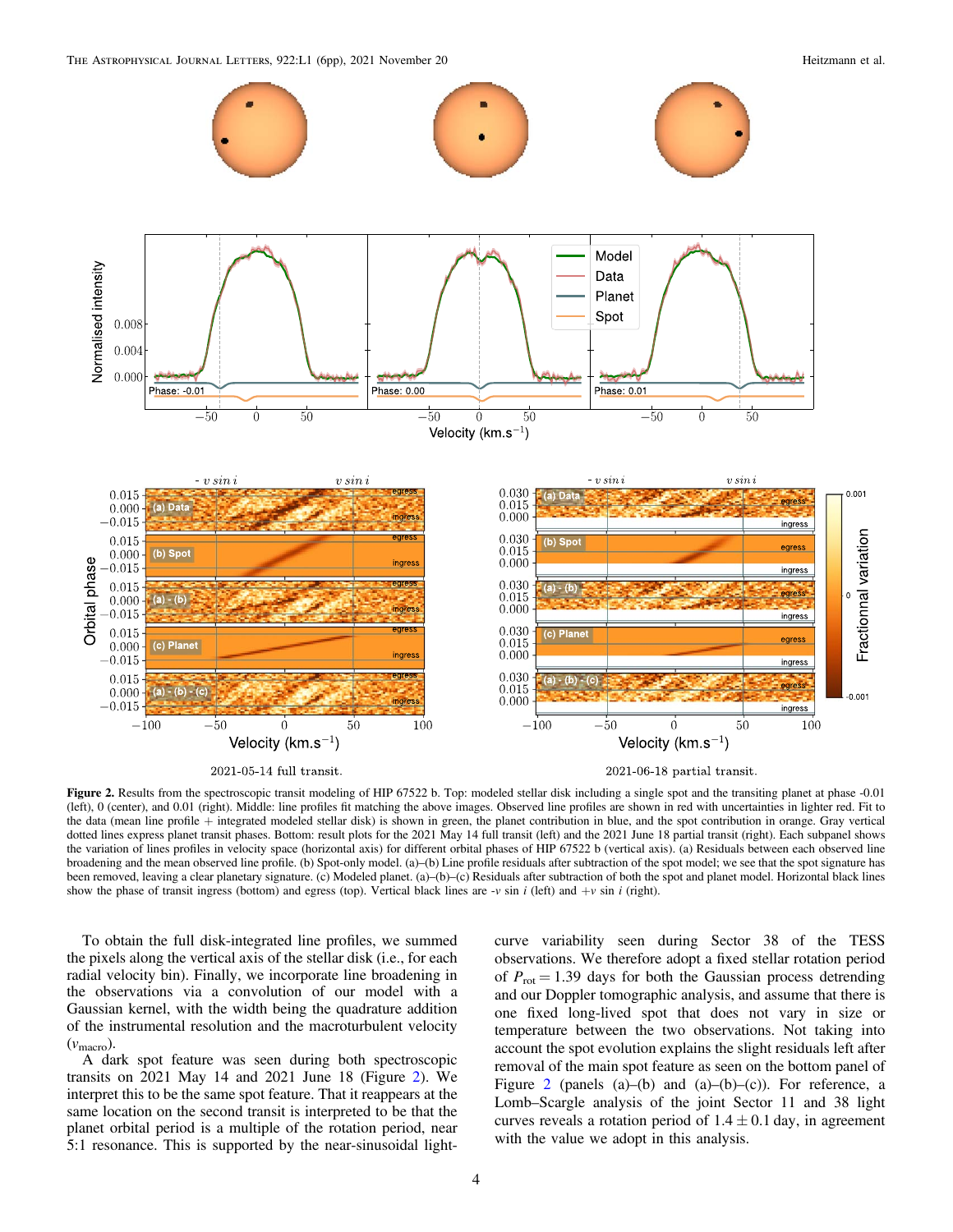**Figure 2.** Results from the spectroscopic transit modeling of HIP 67522 b. Top: modeled stellar disk including a single spot and the transiting planet at phase -0.01 (left), 0 (center), and 0.01 (right). Middle: line profiles fit matching the above images. Observed line profiles are shown in red with uncertainties in lighter red. Fit to the data (mean line profile + integrated modeled stellar disk) is shown in green, the planet contribution in blue, and the spot contribution in orange. Gray vertical dotted lines express planet transit phases. Bottom: result plots for the 2021 May 14 full transit (left) and the 2021 June 18 partial transit (right). Each subpanel shows the variation of lines profiles in velocity space (horizontal axis) for different orbital phases of HIP 67522 b (vertical axis). (a) Residuals between each observed line broadening and the mean observed line profile. (b) Spot-only model. (a)–(b) Line profile residuals after subtraction of the spot model; we see that the spot signature has been removed, leaving a clear planetary signature. (c) Modeled planet. (a)–(b)–(c) Residuals after subtraction of both the spot and planet model. Horizontal black lines show the phase of transit ingress (bottom) and egress (top). Vertical black lines are -$v$ sin $i$ (left) and +$v$ sin $i$ (right).

To obtain the full disk-integrated line profiles, we summed the pixels along the vertical axis of the stellar disk (i.e., for each radial velocity bin). Finally, we incorporate line broadening in the observations via a convolution of our model with a Gaussian kernel, with the width being the quadrature addition of the instrumental resolution and the macroturbulent velocity ($v_{\rm macro}$).

A dark spot feature was seen during both spectroscopic transits on 2021 May 14 and 2021 June 18 (Figure 2). We interpret this to be the same spot feature. That it reappears at the same location on the second transit is interpreted to be that the planet orbital period is a multiple of the rotation period, near 5:1 resonance. This is supported by the near-sinusoidal light-curve variability seen during Sector 38 of the TESS observations. We therefore adopt a fixed stellar rotation period of $P_{\rm rot} = 1.39$ days for both the Gaussian process detrending and our Doppler tomographic analysis, and assume that there is one fixed long-lived spot that does not vary in size or temperature between the two observations. Not taking into account the spot evolution explains the slight residuals left after removal of the main spot feature as seen on the bottom panel of Figure 2 (panels (a)–(b) and (a)–(b)–(c)). For reference, a Lomb–Scargle analysis of the joint Sector 11 and 38 light curves reveals a rotation period of $1.4 \pm 0.1$ day, in agreement with the value we adopt in this analysis.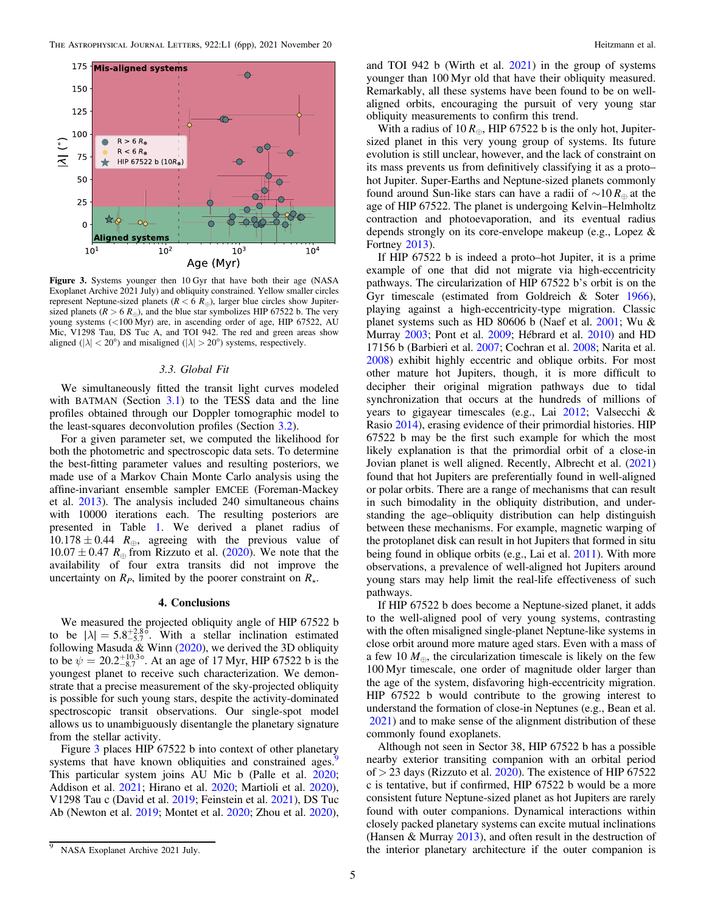**Figure 3.** Systems younger then 10 Gyr that have both their age (NASA Exoplanet Archive 2021 July) and obliquity constrained. Yellow smaller circles represent Neptune-sized planets ($R < 6\ R_{\oplus}$), larger blue circles show Jupiter-sized planets ($R > 6\ R_{\oplus}$), and the blue star symbolizes HIP 67522 b. The very young systems (<100 Myr) are, in ascending order of age, HIP 67522, AU Mic, V1298 Tau, DS Tuc A, and TOI 942. The red and green areas show aligned ($|\lambda| < 20°$) and misaligned ($|\lambda| > 20°$) systems, respectively.

### 3.3. Global Fit

We simultaneously fitted the transit light curves modeled with BATMAN (Section 3.1) to the TESS data and the line profiles obtained through our Doppler tomographic model to the least-squares deconvolution profiles (Section 3.2).

For a given parameter set, we computed the likelihood for both the photometric and spectroscopic data sets. To determine the best-fitting parameter values and resulting posteriors, we made use of a Markov Chain Monte Carlo analysis using the affine-invariant ensemble sampler EMCEE (Foreman-Mackey et al. 2013). The analysis included 240 simultaneous chains with 10000 iterations each. The resulting posteriors are presented in Table 1. We derived a planet radius of $10.178 \pm 0.44\ R_{\oplus}$, agreeing with the previous value of $10.07 \pm 0.47\ R_{\oplus}$ from Rizzuto et al. (2020). We note that the availability of four extra transits did not improve the uncertainty on $R_P$, limited by the poorer constraint on $R_{\star}$.

## 4. Conclusions

We measured the projected obliquity angle of HIP 67522 b to be $|\lambda| = 5.8^{+2.8}_{-5.7}{}^{\circ}$. With a stellar inclination estimated following Masuda & Winn (2020), we derived the 3D obliquity to be $\psi = 20.2^{+10.3}_{-8.7}{}^{\circ}$. At an age of 17 Myr, HIP 67522 b is the youngest planet to receive such characterization. We demonstrate that a precise measurement of the sky-projected obliquity is possible for such young stars, despite the activity-dominated spectroscopic transit observations. Our single-spot model allows us to unambiguously disentangle the planetary signature from the stellar activity.

Figure 3 places HIP 67522 b into context of other planetary systems that have known obliquities and constrained ages.[9] This particular system joins AU Mic b (Palle et al. 2020; Addison et al. 2021; Hirano et al. 2020; Martioli et al. 2020), V1298 Tau c (David et al. 2019; Feinstein et al. 2021), DS Tuc Ab (Newton et al. 2019; Montet et al. 2020; Zhou et al. 2020), and TOI 942 b (Wirth et al. 2021) in the group of systems younger than 100 Myr old that have their obliquity measured. Remarkably, all these systems have been found to be on well-aligned orbits, encouraging the pursuit of very young star obliquity measurements to confirm this trend.

With a radius of $10\ R_{\oplus}$, HIP 67522 b is the only hot, Jupiter-sized planet in this very young group of systems. Its future evolution is still unclear, however, and the lack of constraint on its mass prevents us from definitively classifying it as a proto–hot Jupiter. Super-Earths and Neptune-sized planets commonly found around Sun-like stars can have a radii of $\sim 10\ R_{\oplus}$ at the age of HIP 67522. The planet is undergoing Kelvin–Helmholtz contraction and photoevaporation, and its eventual radius depends strongly on its core-envelope makeup (e.g., Lopez & Fortney 2013).

If HIP 67522 b is indeed a proto–hot Jupiter, it is a prime example of one that did not migrate via high-eccentricity pathways. The circularization of HIP 67522 b's orbit is on the Gyr timescale (estimated from Goldreich & Soter 1966), playing against a high-eccentricity-type migration. Classic planet systems such as HD 80606 b (Naef et al. 2001; Wu & Murray 2003; Pont et al. 2009; Hébrard et al. 2010) and HD 17156 b (Barbieri et al. 2007; Cochran et al. 2008; Narita et al. 2008) exhibit highly eccentric and oblique orbits. For most other mature hot Jupiters, though, it is more difficult to decipher their original migration pathways due to tidal synchronization that occurs at the hundreds of millions of years to gigayear timescales (e.g., Lai 2012; Valsecchi & Rasio 2014), erasing evidence of their primordial histories. HIP 67522 b may be the first such example for which the most likely explanation is that the primordial orbit of a close-in Jovian planet is well aligned. Recently, Albrecht et al. (2021) found that hot Jupiters are preferentially found in well-aligned or polar orbits. There are a range of mechanisms that can result in such bimodality in the obliquity distribution, and understanding the age–obliquity distribution can help distinguish between these mechanisms. For example, magnetic warping of the protoplanet disk can result in hot Jupiters that formed in situ being found in oblique orbits (e.g., Lai et al. 2011). With more observations, a prevalence of well-aligned hot Jupiters around young stars may help limit the real-life effectiveness of such pathways.

If HIP 67522 b does become a Neptune-sized planet, it adds to the well-aligned pool of very young systems, contrasting with the often misaligned single-planet Neptune-like systems in close orbit around more mature aged stars. Even with a mass of a few $10\ M_{\oplus}$, the circularization timescale is likely on the few 100 Myr timescale, one order of magnitude older larger than the age of the system, disfavoring high-eccentricity migration. HIP 67522 b would contribute to the growing interest to understand the formation of close-in Neptunes (e.g., Bean et al. 2021) and to make sense of the alignment distribution of these commonly found exoplanets.

Although not seen in Sector 38, HIP 67522 b has a possible nearby exterior transiting companion with an orbital period of > 23 days (Rizzuto et al. 2020). The existence of HIP 67522 c is tentative, but if confirmed, HIP 67522 b would be a more consistent future Neptune-sized planet as hot Jupiters are rarely found with outer companions. Dynamical interactions within closely packed planetary systems can excite mutual inclinations (Hansen & Murray 2013), and often result in the destruction of the interior planetary architecture if the outer companion is

[9] NASA Exoplanet Archive 2021 July.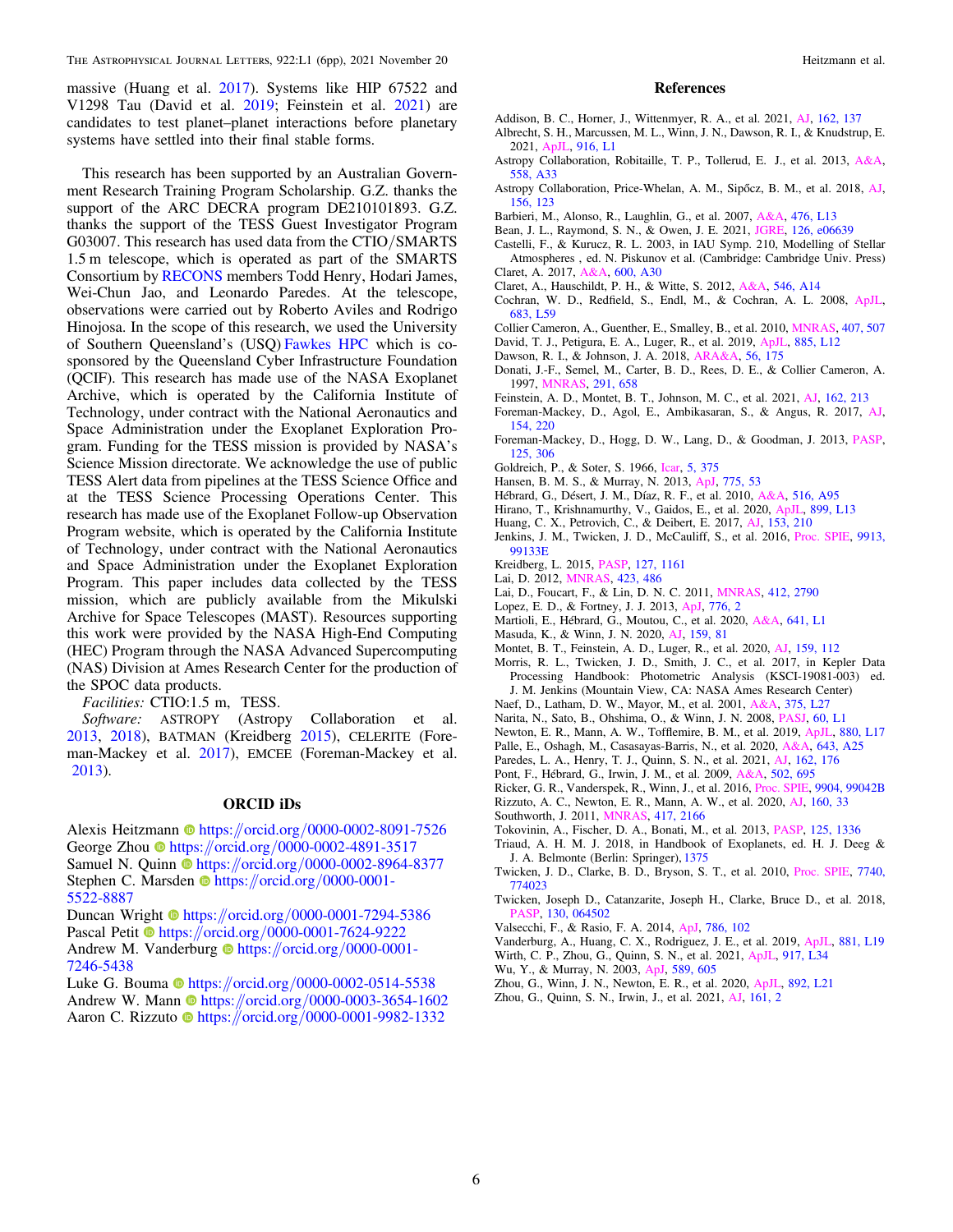massive (Huang et al. 2017). Systems like HIP 67522 and V1298 Tau (David et al. 2019; Feinstein et al. 2021) are candidates to test planet–planet interactions before planetary systems have settled into their final stable forms.

This research has been supported by an Australian Government Research Training Program Scholarship. G.Z. thanks the support of the ARC DECRA program DE210101893. G.Z. thanks the support of the TESS Guest Investigator Program G03007. This research has used data from the CTIO/SMARTS 1.5 m telescope, which is operated as part of the SMARTS Consortium by RECONS members Todd Henry, Hodari James, Wei-Chun Jao, and Leonardo Paredes. At the telescope, observations were carried out by Roberto Aviles and Rodrigo Hinojosa. In the scope of this research, we used the University of Southern Queensland's (USQ) Fawkes HPC which is co-sponsored by the Queensland Cyber Infrastructure Foundation (QCIF). This research has made use of the NASA Exoplanet Archive, which is operated by the California Institute of Technology, under contract with the National Aeronautics and Space Administration under the Exoplanet Exploration Program. Funding for the TESS mission is provided by NASA's Science Mission directorate. We acknowledge the use of public TESS Alert data from pipelines at the TESS Science Office and at the TESS Science Processing Operations Center. This research has made use of the Exoplanet Follow-up Observation Program website, which is operated by the California Institute of Technology, under contract with the National Aeronautics and Space Administration under the Exoplanet Exploration Program. This paper includes data collected by the TESS mission, which are publicly available from the Mikulski Archive for Space Telescopes (MAST). Resources supporting this work were provided by the NASA High-End Computing (HEC) Program through the NASA Advanced Supercomputing (NAS) Division at Ames Research Center for the production of the SPOC data products.

*Facilities:* CTIO:1.5 m, TESS.

*Software:* ASTROPY (Astropy Collaboration et al. 2013, 2018), BATMAN (Kreidberg 2015), CELERITE (Foreman-Mackey et al. 2017), EMCEE (Foreman-Mackey et al. 2013).

## ORCID iDs

Alexis Heitzmann https://orcid.org/0000-0002-8091-7526
George Zhou https://orcid.org/0000-0002-4891-3517
Samuel N. Quinn https://orcid.org/0000-0002-8964-8377
Stephen C. Marsden https://orcid.org/0000-0001-5522-8887
Duncan Wright https://orcid.org/0000-0001-7294-5386
Pascal Petit https://orcid.org/0000-0001-7624-9222
Andrew M. Vanderburg https://orcid.org/0000-0001-7246-5438
Luke G. Bouma https://orcid.org/0000-0002-0514-5538
Andrew W. Mann https://orcid.org/0000-0003-3654-1602
Aaron C. Rizzuto https://orcid.org/0000-0001-9982-1332

## References

Addison, B. C., Horner, J., Wittenmyer, R. A., et al. 2021, AJ, 162, 137
Albrecht, S. H., Marcussen, M. L., Winn, J. N., Dawson, R. I., & Knudstrup, E. 2021, ApJL, 916, L1
Astropy Collaboration, Robitaille, T. P., Tollerud, E. J., et al. 2013, A&A, 558, A33
Astropy Collaboration, Price-Whelan, A. M., Sipőcz, B. M., et al. 2018, AJ, 156, 123
Barbieri, M., Alonso, R., Laughlin, G., et al. 2007, A&A, 476, L13
Bean, J. L., Raymond, S. N., & Owen, J. E. 2021, JGRE, 126, e06639
Castelli, F., & Kurucz, R. L. 2003, in IAU Symp. 210, Modelling of Stellar Atmospheres , ed. N. Piskunov et al. (Cambridge: Cambridge Univ. Press)
Claret, A. 2017, A&A, 600, A30
Claret, A., Hauschildt, P. H., & Witte, S. 2012, A&A, 546, A14
Cochran, W. D., Redfield, S., Endl, M., & Cochran, A. L. 2008, ApJL, 683, L59
Collier Cameron, A., Guenther, E., Smalley, B., et al. 2010, MNRAS, 407, 507
David, T. J., Petigura, E. A., Luger, R., et al. 2019, ApJL, 885, L12
Dawson, R. I., & Johnson, J. A. 2018, ARA&A, 56, 175
Donati, J.-F., Semel, M., Carter, B. D., Rees, D. E., & Collier Cameron, A. 1997, MNRAS, 291, 658
Feinstein, A. D., Montet, B. T., Johnson, M. C., et al. 2021, AJ, 162, 213
Foreman-Mackey, D., Agol, E., Ambikasaran, S., & Angus, R. 2017, AJ, 154, 220
Foreman-Mackey, D., Hogg, D. W., Lang, D., & Goodman, J. 2013, PASP, 125, 306
Goldreich, P., & Soter, S. 1966, Icar, 5, 375
Hansen, B. M. S., & Murray, N. 2013, ApJ, 775, 53
Hébrard, G., Désert, J. M., Díaz, R. F., et al. 2010, A&A, 516, A95
Hirano, T., Krishnamurthy, V., Gaidos, E., et al. 2020, ApJL, 899, L13
Huang, C. X., Petrovich, C., & Deibert, E. 2017, AJ, 153, 210
Jenkins, J. M., Twicken, J. D., McCauliff, S., et al. 2016, Proc. SPIE, 9913, 99133E
Kreidberg, L. 2015, PASP, 127, 1161
Lai, D. 2012, MNRAS, 423, 486
Lai, D., Foucart, F., & Lin, D. N. C. 2011, MNRAS, 412, 2790
Lopez, E. D., & Fortney, J. J. 2013, ApJ, 776, 2
Martioli, E., Hébrard, G., Moutou, C., et al. 2020, A&A, 641, L1
Masuda, K., & Winn, J. N. 2020, AJ, 159, 81
Montet, B. T., Feinstein, A. D., Luger, R., et al. 2020, AJ, 159, 112
Morris, R. L., Twicken, J. D., Smith, J. C., et al. 2017, in Kepler Data Processing Handbook: Photometric Analysis (KSCI-19081-003) ed. J. M. Jenkins (Mountain View, CA: NASA Ames Research Center)
Naef, D., Latham, D. W., Mayor, M., et al. 2001, A&A, 375, L27
Narita, N., Sato, B., Ohshima, O., & Winn, J. N. 2008, PASJ, 60, L1
Newton, E. R., Mann, A. W., Tofflemire, B. M., et al. 2019, ApJL, 880, L17
Palle, E., Oshagh, M., Casasayas-Barris, N., et al. 2020, A&A, 643, A25
Paredes, L. A., Henry, T. J., Quinn, S. N., et al. 2021, AJ, 162, 176
Pont, F., Hébrard, G., Irwin, J. M., et al. 2009, A&A, 502, 695
Ricker, G. R., Vanderspek, R., Winn, J., et al. 2016, Proc. SPIE, 9904, 99042B
Rizzuto, A. C., Newton, E. R., Mann, A. W., et al. 2020, AJ, 160, 33
Southworth, J. 2011, MNRAS, 417, 2166
Tokovinin, A., Fischer, D. A., Bonati, M., et al. 2013, PASP, 125, 1336
Triaud, A. H. M. J. 2018, in Handbook of Exoplanets, ed. H. J. Deeg & J. A. Belmonte (Berlin: Springer), 1375
Twicken, J. D., Clarke, B. D., Bryson, S. T., et al. 2010, Proc. SPIE, 7740, 774023
Twicken, Joseph D., Catanzarite, Joseph H., Clarke, Bruce D., et al. 2018, PASP, 130, 064502
Valsecchi, F., & Rasio, F. A. 2014, ApJ, 786, 102
Vanderburg, A., Huang, C. X., Rodriguez, J. E., et al. 2019, ApJL, 881, L19
Wirth, C. P., Zhou, G., Quinn, S. N., et al. 2021, ApJL, 917, L34
Wu, Y., & Murray, N. 2003, ApJ, 589, 605
Zhou, G., Winn, J. N., Newton, E. R., et al. 2020, ApJL, 892, L21
Zhou, G., Quinn, S. N., Irwin, J., et al. 2021, AJ, 161, 2